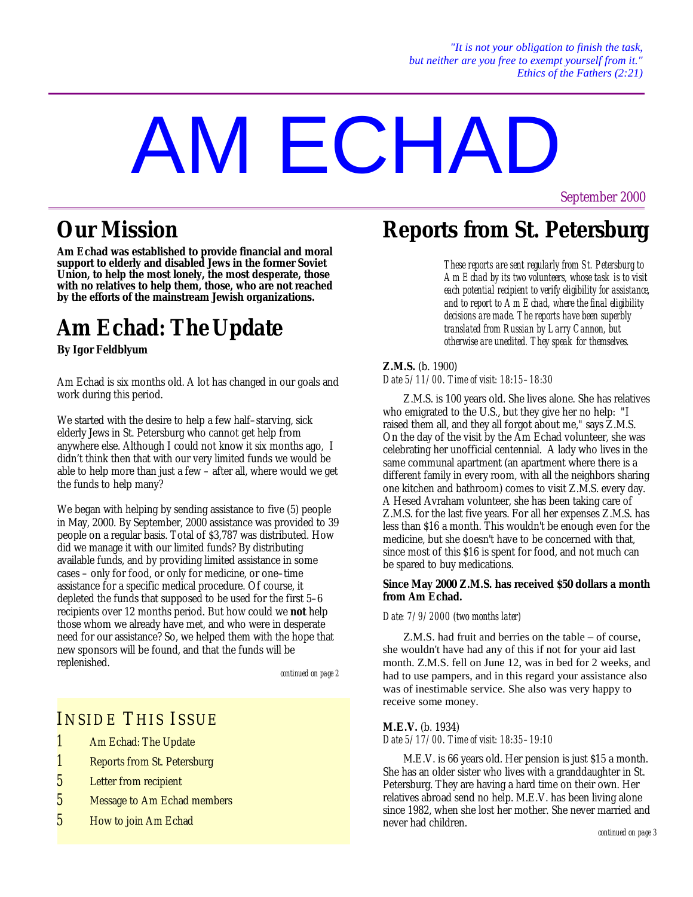*"It is not your obligation to finish the task,*
*but neither are you free to exempt yourself from it."*
*Ethics of the Fathers (2:21)*

# AM ECHAD

September 2000

## Our Mission

**Am Echad was established to provide financial and moral support to elderly and disabled Jews in the former Soviet Union, to help the most lonely, the most desperate, those with no relatives to help them, those, who are not reached by the efforts of the mainstream Jewish organizations.**

## Am Echad: The Update

**By Igor Feldblyum**

Am Echad is six months old. A lot has changed in our goals and work during this period.

We started with the desire to help a few half–starving, sick elderly Jews in St. Petersburg who cannot get help from anywhere else. Although I could not know it six months ago, I didn't think then that with our very limited funds we would be able to help more than just a few – after all, where would we get the funds to help many?

We began with helping by sending assistance to five (5) people in May, 2000. By September, 2000 assistance was provided to 39 people on a regular basis. Total of $3,787 was distributed. How did we manage it with our limited funds? By distributing available funds, and by providing limited assistance in some cases – only for food, or only for medicine, or one–time assistance for a specific medical procedure. Of course, it depleted the funds that supposed to be used for the first 5–6 recipients over 12 months period. But how could we **not** help those whom we already have met, and who were in desperate need for our assistance? So, we helped them with the hope that new sponsors will be found, and that the funds will be replenished.

*continued on page 2*

### INSIDE THIS ISSUE

- 1 Am Echad: The Update
- 1 Reports from St. Petersburg
- 5 Letter from recipient
- 5 Message to Am Echad members
- 5 How to join Am Echad

## Reports from St. Petersburg

*These reports are sent regularly from St. Petersburg to Am Echad by its two volunteers, whose task is to visit each potential recipient to verify eligibility for assistance, and to report to Am Echad, where the final eligibility decisions are made. The reports have been superbly translated from Russian by Larry Cannon, but otherwise are unedited. They speak for themselves.*

**Z.M.S.** (b. 1900)
*Date 5/11/00. Time of visit: 18:15–18:30*

Z.M.S. is 100 years old. She lives alone. She has relatives who emigrated to the U.S., but they give her no help: "I raised them all, and they all forgot about me," says Z.M.S. On the day of the visit by the Am Echad volunteer, she was celebrating her unofficial centennial. A lady who lives in the same communal apartment (an apartment where there is a different family in every room, with all the neighbors sharing one kitchen and bathroom) comes to visit Z.M.S. every day. A Hesed Avraham volunteer, she has been taking care of Z.M.S. for the last five years. For all her expenses Z.M.S. has less than $16 a month. This wouldn't be enough even for the medicine, but she doesn't have to be concerned with that, since most of this $16 is spent for food, and not much can be spared to buy medications.

**Since May 2000 Z.M.S. has received $50 dollars a month from Am Echad.**

*Date: 7/9/2000 (two months later)*

Z.M.S. had fruit and berries on the table – of course, she wouldn't have had any of this if not for your aid last month. Z.M.S. fell on June 12, was in bed for 2 weeks, and had to use pampers, and in this regard your assistance also was of inestimable service. She also was very happy to receive some money.

**M.E.V.** (b. 1934)
*Date 5/17/00. Time of visit: 18:35–19:10*

M.E.V. is 66 years old. Her pension is just $15 a month. She has an older sister who lives with a granddaughter in St. Petersburg. They are having a hard time on their own. Her relatives abroad send no help. M.E.V. has been living alone since 1982, when she lost her mother. She never married and never had children.

*continued on page 3*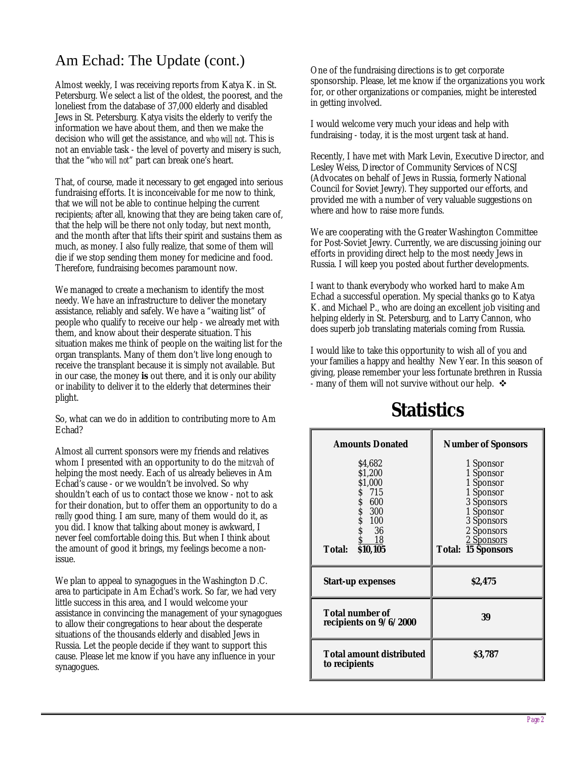## Am Echad: The Update (cont.)

Almost weekly, I was receiving reports from Katya K. in St. Petersburg. We select a list of the oldest, the poorest, and the loneliest from the database of 37,000 elderly and disabled Jews in St. Petersburg. Katya visits the elderly to verify the information we have about them, and then we make the decision who will get the assistance, and *who will not*. This is not an enviable task - the level of poverty and misery is such, that the "*who will not*" part can break one's heart.

That, of course, made it necessary to get engaged into serious fundraising efforts. It is inconceivable for me now to think, that we will not be able to continue helping the current recipients; after all, knowing that they are being taken care of, that the help will be there not only today, but next month, and the month after that lifts their spirit and sustains them as much, as money. I also fully realize, that some of them will die if we stop sending them money for medicine and food. Therefore, fundraising becomes paramount now.

We managed to create a mechanism to identify the most needy. We have an infrastructure to deliver the monetary assistance, reliably and safely. We have a "waiting list" of people who qualify to receive our help - we already met with them, and know about their desperate situation. This situation makes me think of people on the waiting list for the organ transplants. Many of them don't live long enough to receive the transplant because it is simply not available. But in our case, the money **is** out there, and it is only our ability or inability to deliver it to the elderly that determines their plight.

So, what can we do in addition to contributing more to Am Echad?

Almost all current sponsors were my friends and relatives whom I presented with an opportunity to do the *mitzvah* of helping the most needy. Each of us already believes in Am Echad's cause - or we wouldn't be involved. So why shouldn't each of us to contact those we know - not to ask for their donation, but to offer them an opportunity to do a *really* good thing. I am sure, many of them would do it, as you did. I know that talking about money is awkward, I never feel comfortable doing this. But when I think about the amount of good it brings, my feelings become a non-issue.

We plan to appeal to synagogues in the Washington D.C. area to participate in Am Echad's work. So far, we had very little success in this area, and I would welcome your assistance in convincing the management of your synagogues to allow their congregations to hear about the desperate situations of the thousands elderly and disabled Jews in Russia. Let the people decide if they want to support this cause. Please let me know if you have any influence in your synagogues.

One of the fundraising directions is to get corporate sponsorship. Please, let me know if the organizations you work for, or other organizations or companies, might be interested in getting involved.

I would welcome very much your ideas and help with fundraising - today, it is the most urgent task at hand.

Recently, I have met with Mark Levin, Executive Director, and Lesley Weiss, Director of Community Services of NCSJ (Advocates on behalf of Jews in Russia, formerly National Council for Soviet Jewry). They supported our efforts, and provided me with a number of very valuable suggestions on where and how to raise more funds.

We are cooperating with the Greater Washington Committee for Post-Soviet Jewry. Currently, we are discussing joining our efforts in providing direct help to the most needy Jews in Russia. I will keep you posted about further developments.

I want to thank everybody who worked hard to make Am Echad a successful operation. My special thanks go to Katya K. and Michael P., who are doing an excellent job visiting and helping elderly in St. Petersburg, and to Larry Cannon, who does superb job translating materials coming from Russia.

I would like to take this opportunity to wish all of you and your families a happy and healthy New Year. In this season of giving, please remember your less fortunate brethren in Russia - many of them will not survive without our help. ❖

# Statistics

| Amounts Donated | Number of Sponsors |
|---|---|
| $4,682 | 1 Sponsor |
| $1,200 | 1 Sponsor |
| $1,000 | 1 Sponsor |
| $ 715 | 1 Sponsor |
| $ 600 | 3 Sponsors |
| $ 300 | 1 Sponsor |
| $ 100 | 3 Sponsors |
| $ 36 | 2 Sponsors |
| $ 18 | 2 Sponsors |
| **Total: $10,105** | **Total: 15 Sponsors** |
| **Start-up expenses** | **$2,475** |
| **Total number of recipients on 9/6/2000** | **39** |
| **Total amount distributed to recipients** | **$3,787** |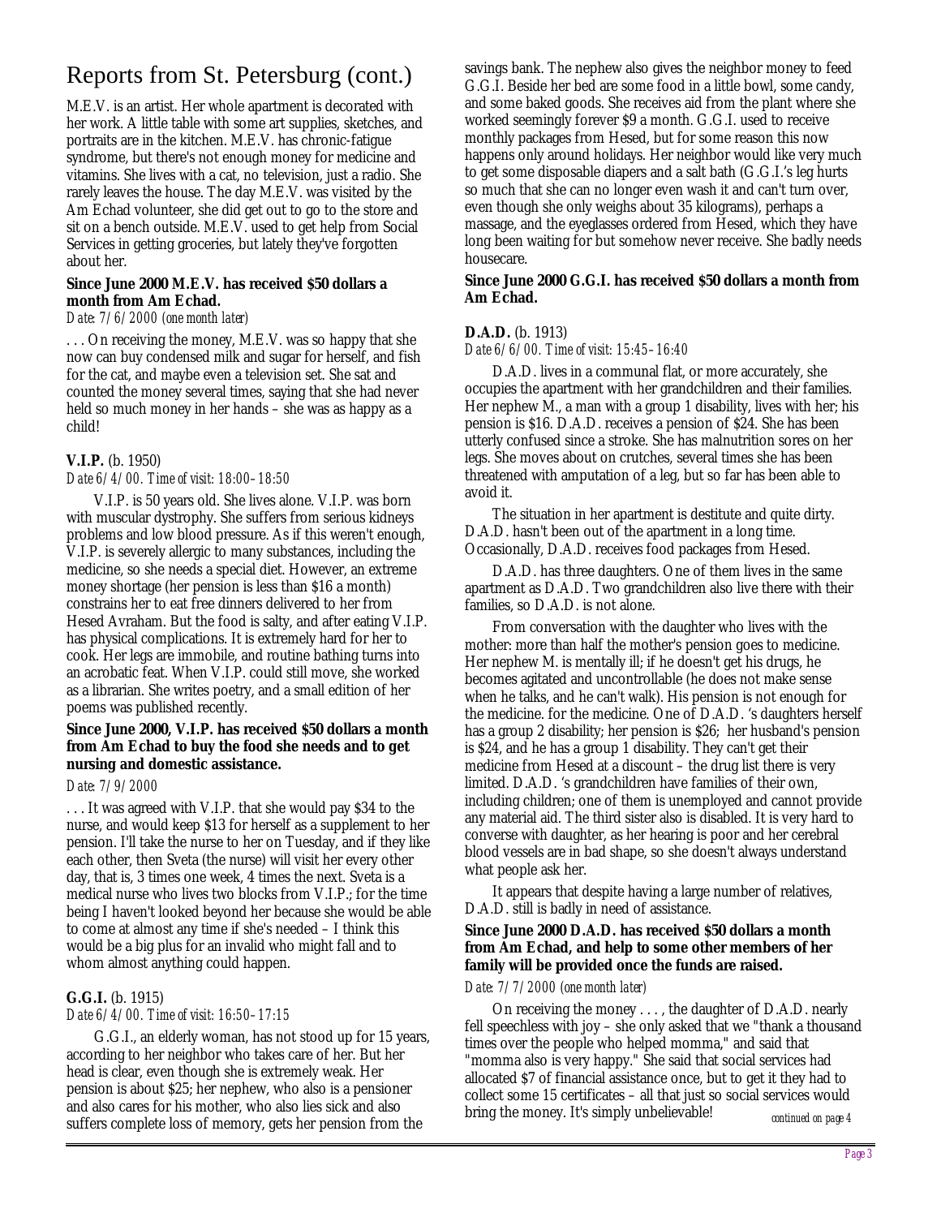# Reports from St. Petersburg (cont.)

M.E.V. is an artist. Her whole apartment is decorated with her work. A little table with some art supplies, sketches, and portraits are in the kitchen. M.E.V. has chronic-fatigue syndrome, but there's not enough money for medicine and vitamins. She lives with a cat, no television, just a radio. She rarely leaves the house. The day M.E.V. was visited by the Am Echad volunteer, she did get out to go to the store and sit on a bench outside. M.E.V. used to get help from Social Services in getting groceries, but lately they've forgotten about her.

**Since June 2000 M.E.V. has received $50 dollars a month from Am Echad.**

*Date: 7/6/2000 (one month later)*

. . . On receiving the money, M.E.V. was so happy that she now can buy condensed milk and sugar for herself, and fish for the cat, and maybe even a television set. She sat and counted the money several times, saying that she had never held so much money in her hands – she was as happy as a child!

**V.I.P.** (b. 1950)

*Date 6/4/00. Time of visit: 18:00–18:50*

V.I.P. is 50 years old. She lives alone. V.I.P. was born with muscular dystrophy. She suffers from serious kidneys problems and low blood pressure. As if this weren't enough, V.I.P. is severely allergic to many substances, including the medicine, so she needs a special diet. However, an extreme money shortage (her pension is less than $16 a month) constrains her to eat free dinners delivered to her from Hesed Avraham. But the food is salty, and after eating V.I.P. has physical complications. It is extremely hard for her to cook. Her legs are immobile, and routine bathing turns into an acrobatic feat. When V.I.P. could still move, she worked as a librarian. She writes poetry, and a small edition of her poems was published recently.

**Since June 2000, V.I.P. has received $50 dollars a month from Am Echad to buy the food she needs and to get nursing and domestic assistance.**

*Date: 7/9/2000*

. . . It was agreed with V.I.P. that she would pay $34 to the nurse, and would keep $13 for herself as a supplement to her pension. I'll take the nurse to her on Tuesday, and if they like each other, then Sveta (the nurse) will visit her every other day, that is, 3 times one week, 4 times the next. Sveta is a medical nurse who lives two blocks from V.I.P.; for the time being I haven't looked beyond her because she would be able to come at almost any time if she's needed – I think this would be a big plus for an invalid who might fall and to whom almost anything could happen.

**G.G.I.** (b. 1915)

*Date 6/4/00. Time of visit: 16:50–17:15*

G.G.I., an elderly woman, has not stood up for 15 years, according to her neighbor who takes care of her. But her head is clear, even though she is extremely weak. Her pension is about $25; her nephew, who also is a pensioner and also cares for his mother, who also lies sick and also suffers complete loss of memory, gets her pension from the savings bank. The nephew also gives the neighbor money to feed G.G.I. Beside her bed are some food in a little bowl, some candy, and some baked goods. She receives aid from the plant where she worked seemingly forever $9 a month. G.G.I. used to receive monthly packages from Hesed, but for some reason this now happens only around holidays. Her neighbor would like very much to get some disposable diapers and a salt bath (G.G.I.'s leg hurts so much that she can no longer even wash it and can't turn over, even though she only weighs about 35 kilograms), perhaps a massage, and the eyeglasses ordered from Hesed, which they have long been waiting for but somehow never receive. She badly needs housecare.

**Since June 2000 G.G.I. has received $50 dollars a month from Am Echad.**

**D.A.D.** (b. 1913)

*Date 6/6/00. Time of visit: 15:45–16:40*

D.A.D. lives in a communal flat, or more accurately, she occupies the apartment with her grandchildren and their families. Her nephew M., a man with a group 1 disability, lives with her; his pension is $16. D.A.D. receives a pension of $24. She has been utterly confused since a stroke. She has malnutrition sores on her legs. She moves about on crutches, several times she has been threatened with amputation of a leg, but so far has been able to avoid it.

The situation in her apartment is destitute and quite dirty. D.A.D. hasn't been out of the apartment in a long time. Occasionally, D.A.D. receives food packages from Hesed.

D.A.D. has three daughters. One of them lives in the same apartment as D.A.D. Two grandchildren also live there with their families, so D.A.D. is not alone.

From conversation with the daughter who lives with the mother: more than half the mother's pension goes to medicine. Her nephew M. is mentally ill; if he doesn't get his drugs, he becomes agitated and uncontrollable (he does not make sense when he talks, and he can't walk). His pension is not enough for the medicine. for the medicine. One of D.A.D. 's daughters herself has a group 2 disability; her pension is $26; her husband's pension is $24, and he has a group 1 disability. They can't get their medicine from Hesed at a discount – the drug list there is very limited. D.A.D. 's grandchildren have families of their own, including children; one of them is unemployed and cannot provide any material aid. The third sister also is disabled. It is very hard to converse with daughter, as her hearing is poor and her cerebral blood vessels are in bad shape, so she doesn't always understand what people ask her.

It appears that despite having a large number of relatives, D.A.D. still is badly in need of assistance.

**Since June 2000 D.A.D. has received $50 dollars a month from Am Echad, and help to some other members of her family will be provided once the funds are raised.**

*Date: 7/7/2000 (one month later)*

On receiving the money . . . , the daughter of D.A.D. nearly fell speechless with joy – she only asked that we "thank a thousand times over the people who helped momma," and said that "momma also is very happy." She said that social services had allocated $7 of financial assistance once, but to get it they had to collect some 15 certificates – all that just so social services would bring the money. It's simply unbelievable!

*continued on page 4*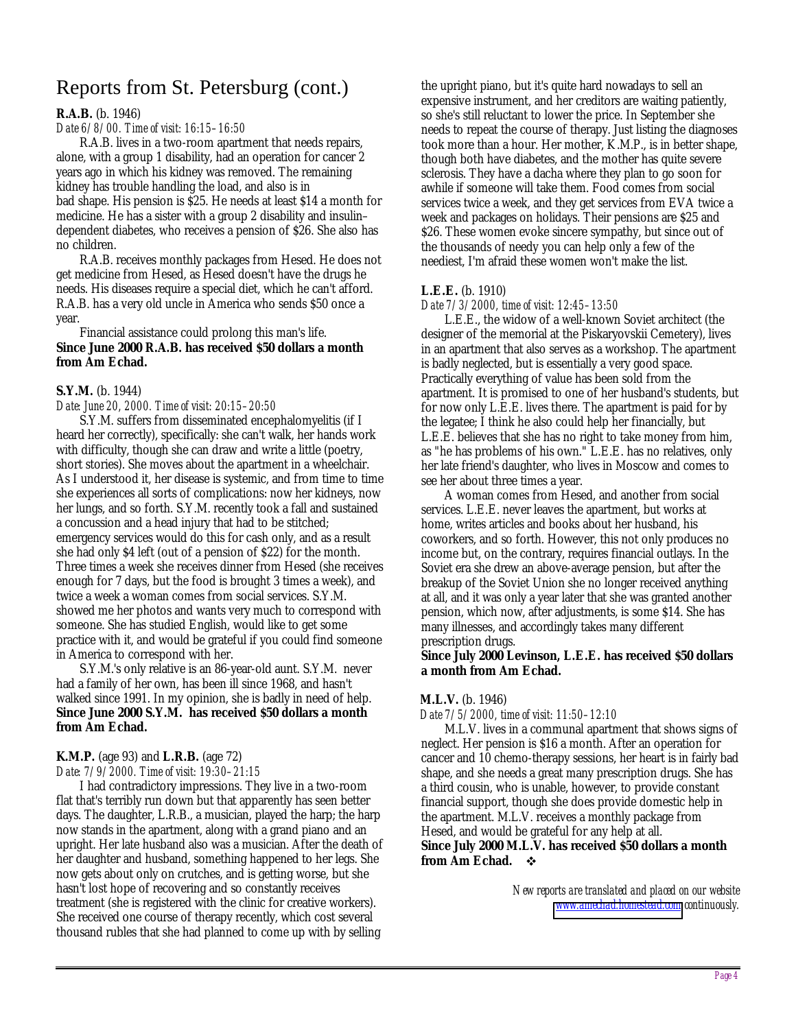# Reports from St. Petersburg (cont.)

**R.A.B.** (b. 1946)

*Date 6/8/00. Time of visit: 16:15–16:50*

R.A.B. lives in a two-room apartment that needs repairs, alone, with a group 1 disability, had an operation for cancer 2 years ago in which his kidney was removed. The remaining kidney has trouble handling the load, and also is in bad shape. His pension is $25. He needs at least $14 a month for medicine. He has a sister with a group 2 disability and insulin–dependent diabetes, who receives a pension of $26. She also has no children.

R.A.B. receives monthly packages from Hesed. He does not get medicine from Hesed, as Hesed doesn't have the drugs he needs. His diseases require a special diet, which he can't afford. R.A.B. has a very old uncle in America who sends $50 once a year.

Financial assistance could prolong this man's life.

**Since June 2000 R.A.B. has received $50 dollars a month from Am Echad.**

**S.Y.M.** (b. 1944)

*Date: June 20, 2000. Time of visit: 20:15–20:50*

S.Y.M. suffers from disseminated encephalomyelitis (if I heard her correctly), specifically: she can't walk, her hands work with difficulty, though she can draw and write a little (poetry, short stories). She moves about the apartment in a wheelchair. As I understood it, her disease is systemic, and from time to time she experiences all sorts of complications: now her kidneys, now her lungs, and so forth. S.Y.M. recently took a fall and sustained a concussion and a head injury that had to be stitched; emergency services would do this for cash only, and as a result she had only $4 left (out of a pension of $22) for the month. Three times a week she receives dinner from Hesed (she receives enough for 7 days, but the food is brought 3 times a week), and twice a week a woman comes from social services. S.Y.M. showed me her photos and wants very much to correspond with someone. She has studied English, would like to get some practice with it, and would be grateful if you could find someone in America to correspond with her.

S.Y.M.'s only relative is an 86-year-old aunt. S.Y.M. never had a family of her own, has been ill since 1968, and hasn't walked since 1991. In my opinion, she is badly in need of help.

**Since June 2000 S.Y.M. has received $50 dollars a month from Am Echad.**

**K.M.P.** (age 93) and **L.R.B.** (age 72)

*Date: 7/9/2000. Time of visit: 19:30–21:15*

I had contradictory impressions. They live in a two-room flat that's terribly run down but that apparently has seen better days. The daughter, L.R.B., a musician, played the harp; the harp now stands in the apartment, along with a grand piano and an upright. Her late husband also was a musician. After the death of her daughter and husband, something happened to her legs. She now gets about only on crutches, and is getting worse, but she hasn't lost hope of recovering and so constantly receives treatment (she is registered with the clinic for creative workers). She received one course of therapy recently, which cost several thousand rubles that she had planned to come up with by selling the upright piano, but it's quite hard nowadays to sell an expensive instrument, and her creditors are waiting patiently, so she's still reluctant to lower the price. In September she needs to repeat the course of therapy. Just listing the diagnoses took more than a hour. Her mother, K.M.P., is in better shape, though both have diabetes, and the mother has quite severe sclerosis. They have a dacha where they plan to go soon for awhile if someone will take them. Food comes from social services twice a week, and they get services from EVA twice a week and packages on holidays. Their pensions are $25 and $26. These women evoke sincere sympathy, but since out of the thousands of needy you can help only a few of the neediest, I'm afraid these women won't make the list.

**L.E.E.** (b. 1910)

*Date 7/3/2000, time of visit: 12:45–13:50*

L.E.E., the widow of a well-known Soviet architect (the designer of the memorial at the Piskaryovskii Cemetery), lives in an apartment that also serves as a workshop. The apartment is badly neglected, but is essentially a very good space. Practically everything of value has been sold from the apartment. It is promised to one of her husband's students, but for now only L.E.E. lives there. The apartment is paid for by the legatee; I think he also could help her financially, but L.E.E. believes that she has no right to take money from him, as "he has problems of his own." L.E.E. has no relatives, only her late friend's daughter, who lives in Moscow and comes to see her about three times a year.

A woman comes from Hesed, and another from social services. L.E.E. never leaves the apartment, but works at home, writes articles and books about her husband, his coworkers, and so forth. However, this not only produces no income but, on the contrary, requires financial outlays. In the Soviet era she drew an above-average pension, but after the breakup of the Soviet Union she no longer received anything at all, and it was only a year later that she was granted another pension, which now, after adjustments, is some $14. She has many illnesses, and accordingly takes many different prescription drugs.

**Since July 2000 Levinson, L.E.E. has received $50 dollars a month from Am Echad.**

**M.L.V.** (b. 1946)

*Date 7/5/2000, time of visit: 11:50–12:10*

M.L.V. lives in a communal apartment that shows signs of neglect. Her pension is $16 a month. After an operation for cancer and 10 chemo-therapy sessions, her heart is in fairly bad shape, and she needs a great many prescription drugs. She has a third cousin, who is unable, however, to provide constant financial support, though she does provide domestic help in the apartment. M.L.V. receives a monthly package from Hesed, and would be grateful for any help at all.

**Since July 2000 M.L.V. has received $50 dollars a month from Am Echad.** ❖

*New reports are translated and placed on our website www.amechad.homestead.com continuously.*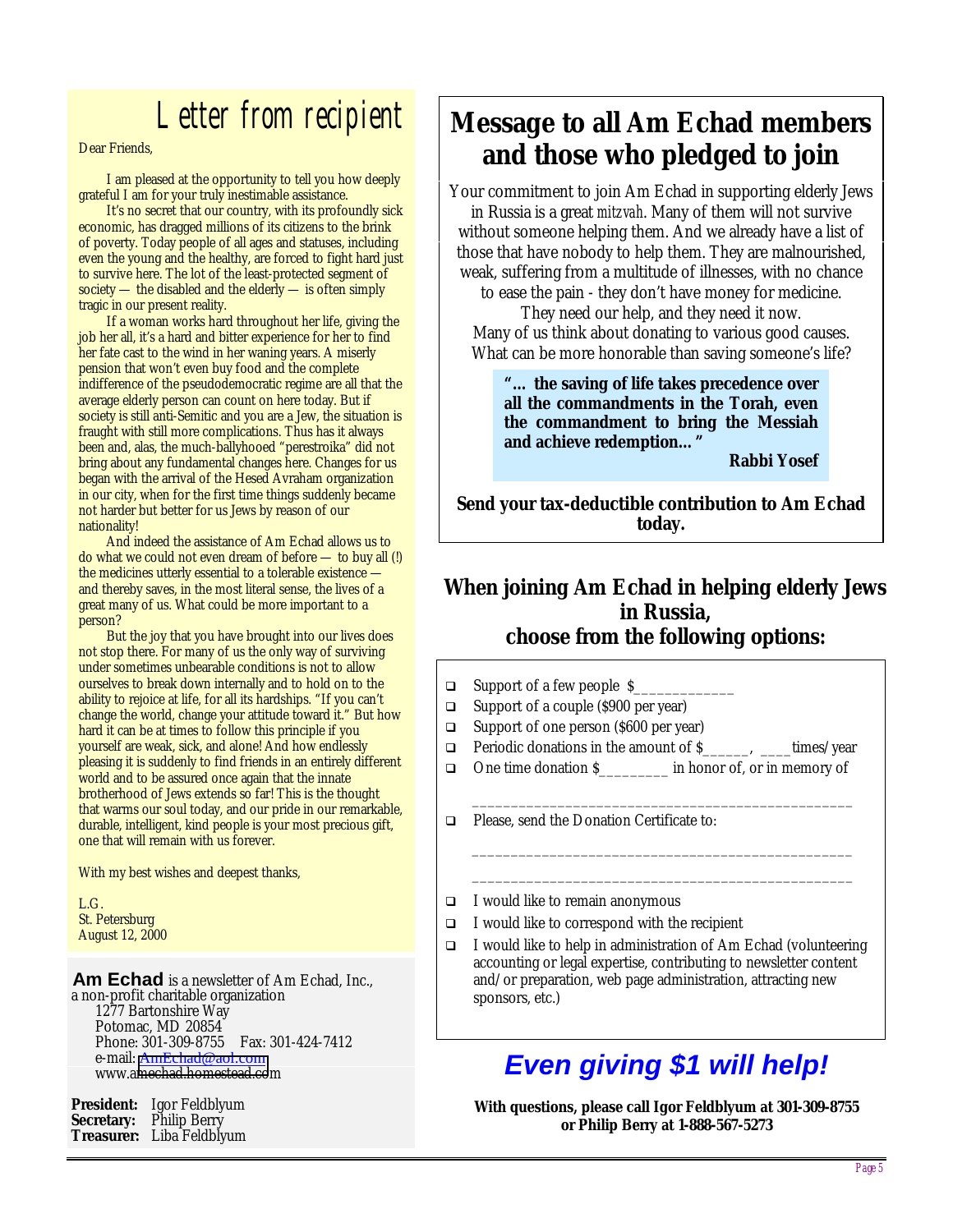# Letter from recipient

Dear Friends,

I am pleased at the opportunity to tell you how deeply grateful I am for your truly inestimable assistance.

It's no secret that our country, with its profoundly sick economic, has dragged millions of its citizens to the brink of poverty. Today people of all ages and statuses, including even the young and the healthy, are forced to fight hard just to survive here. The lot of the least-protected segment of society — the disabled and the elderly — is often simply tragic in our present reality.

If a woman works hard throughout her life, giving the job her all, it's a hard and bitter experience for her to find her fate cast to the wind in her waning years. A miserly pension that won't even buy food and the complete indifference of the pseudodemocratic regime are all that the average elderly person can count on here today. But if society is still anti-Semitic and you are a Jew, the situation is fraught with still more complications. Thus has it always been and, alas, the much-ballyhooed "perestroika" did not bring about any fundamental changes here. Changes for us began with the arrival of the Hesed Avraham organization in our city, when for the first time things suddenly became not harder but better for us Jews by reason of our nationality!

And indeed the assistance of Am Echad allows us to do what we could not even dream of before — to buy all (!) the medicines utterly essential to a tolerable existence — and thereby saves, in the most literal sense, the lives of a great many of us. What could be more important to a person?

But the joy that you have brought into our lives does not stop there. For many of us the only way of surviving under sometimes unbearable conditions is not to allow ourselves to break down internally and to hold on to the ability to rejoice at life, for all its hardships. "If you can't change the world, change your attitude toward it." But how hard it can be at times to follow this principle if you yourself are weak, sick, and alone! And how endlessly pleasing it is suddenly to find friends in an entirely different world and to be assured once again that the innate brotherhood of Jews extends so far! This is the thought that warms our soul today, and our pride in our remarkable, durable, intelligent, kind people is your most precious gift, one that will remain with us forever.

With my best wishes and deepest thanks,

L.G.
St. Petersburg
August 12, 2000

**Am Echad** is a newsletter of Am Echad, Inc., a non-profit charitable organization
1277 Bartonshire Way
Potomac, MD 20854
Phone: 301-309-8755 Fax: 301-424-7412
e-mail: AmEchad@aol.com
www.amechad.homestead.com

**President:** Igor Feldblyum
**Secretary:** Philip Berry
**Treasurer:** Liba Feldblyum

# Message to all Am Echad members and those who pledged to join

Your commitment to join Am Echad in supporting elderly Jews in Russia is a great *mitzvah*. Many of them will not survive without someone helping them. And we already have a list of those that have nobody to help them. They are malnourished, weak, suffering from a multitude of illnesses, with no chance to ease the pain - they don't have money for medicine. They need our help, and they need it now.
Many of us think about donating to various good causes. What can be more honorable than saving someone's life?

> **"... the saving of life takes precedence over all the commandments in the Torah, even the commandment to bring the Messiah and achieve redemption..."**
>
> **Rabbi Yosef**

**Send your tax-deductible contribution to Am Echad today.**

## When joining Am Echad in helping elderly Jews in Russia, choose from the following options:

- ❑ Support of a few people $____________
- ❑ Support of a couple ($900 per year)
- ❑ Support of one person ($600 per year)
- ❑ Periodic donations in the amount of $______, ____times/year
- ❑ One time donation $________ in honor of, or in memory of
  _______________________________________________
- ❑ Please, send the Donation Certificate to:
  _______________________________________________
  _______________________________________________
- ❑ I would like to remain anonymous
- ❑ I would like to correspond with the recipient
- ❑ I would like to help in administration of Am Echad (volunteering accounting or legal expertise, contributing to newsletter content and/or preparation, web page administration, attracting new sponsors, etc.)

## *Even giving $1 will help!*

**With questions, please call Igor Feldblyum at 301-309-8755 or Philip Berry at 1-888-567-5273**